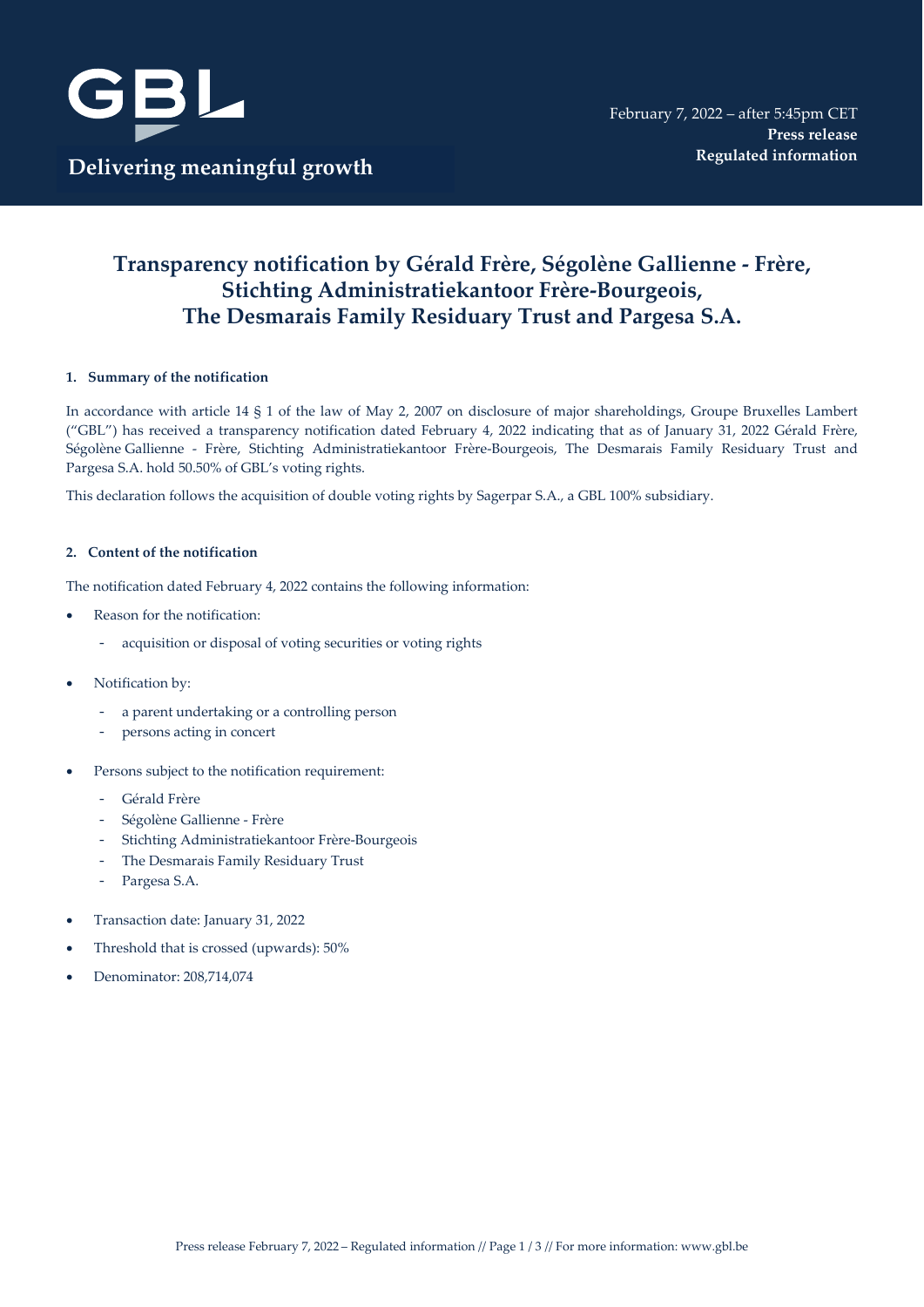GBL

Delivering meaningful growth

February 7, 2022 – after 5:45pm CET
**Press release**
**Regulated information**

# Transparency notification by Gérald Frère, Ségolène Gallienne - Frère, Stichting Administratiekantoor Frère-Bourgeois, The Desmarais Family Residuary Trust and Pargesa S.A.

## 1. Summary of the notification

In accordance with article 14 § 1 of the law of May 2, 2007 on disclosure of major shareholdings, Groupe Bruxelles Lambert ("GBL") has received a transparency notification dated February 4, 2022 indicating that as of January 31, 2022 Gérald Frère, Ségolène Gallienne - Frère, Stichting Administratiekantoor Frère-Bourgeois, The Desmarais Family Residuary Trust and Pargesa S.A. hold 50.50% of GBL's voting rights.

This declaration follows the acquisition of double voting rights by Sagerpar S.A., a GBL 100% subsidiary.

## 2. Content of the notification

The notification dated February 4, 2022 contains the following information:

- Reason for the notification:
  - acquisition or disposal of voting securities or voting rights
- Notification by:
  - a parent undertaking or a controlling person
  - persons acting in concert
- Persons subject to the notification requirement:
  - Gérald Frère
  - Ségolène Gallienne - Frère
  - Stichting Administratiekantoor Frère-Bourgeois
  - The Desmarais Family Residuary Trust
  - Pargesa S.A.
- Transaction date: January 31, 2022
- Threshold that is crossed (upwards): 50%
- Denominator: 208,714,074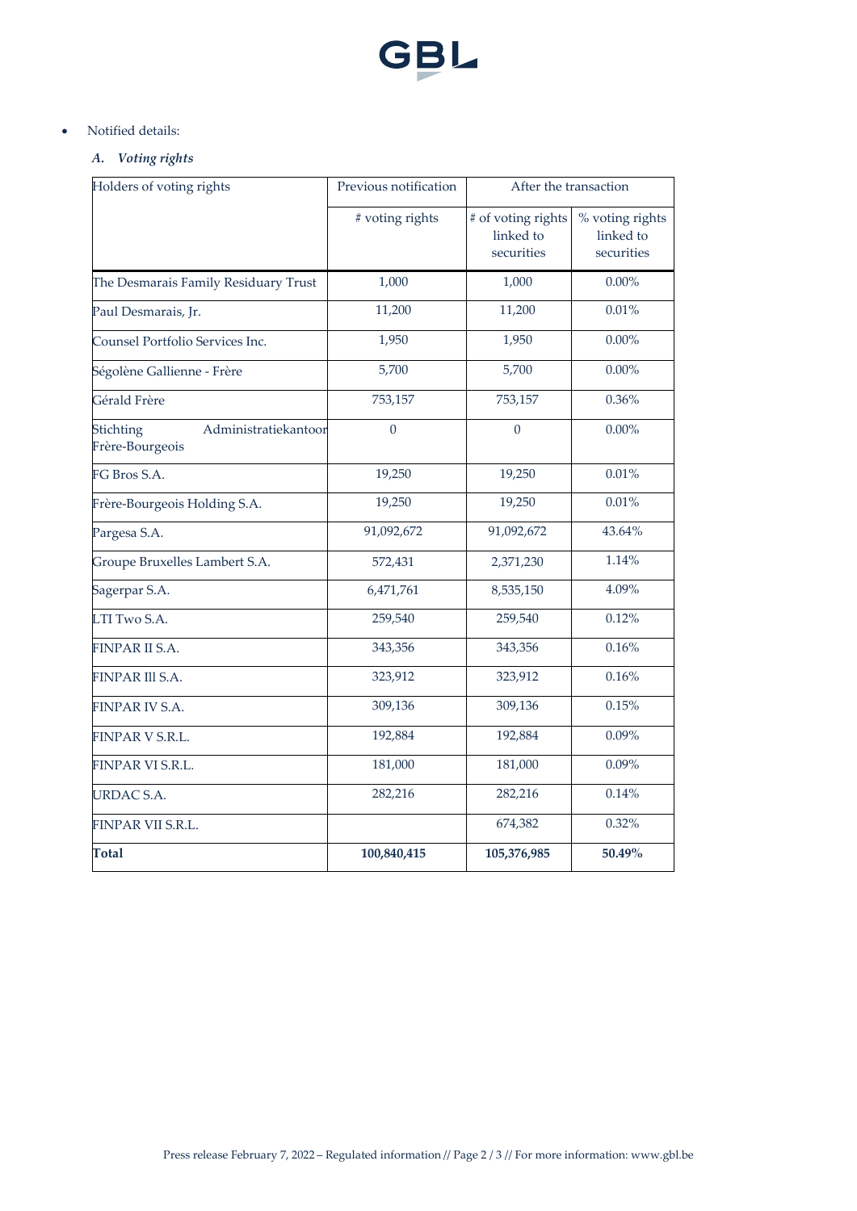- Notified details:

*A. Voting rights*

| Holders of voting rights | Previous notification | After the transaction | |
|---|---|---|---|
| | # voting rights | # of voting rights linked to securities | % voting rights linked to securities |
| The Desmarais Family Residuary Trust | 1,000 | 1,000 | 0.00% |
| Paul Desmarais, Jr. | 11,200 | 11,200 | 0.01% |
| Counsel Portfolio Services Inc. | 1,950 | 1,950 | 0.00% |
| Ségolène Gallienne - Frère | 5,700 | 5,700 | 0.00% |
| Gérald Frère | 753,157 | 753,157 | 0.36% |
| Stichting Administratiekantoor Frère-Bourgeois | 0 | 0 | 0.00% |
| FG Bros S.A. | 19,250 | 19,250 | 0.01% |
| Frère-Bourgeois Holding S.A. | 19,250 | 19,250 | 0.01% |
| Pargesa S.A. | 91,092,672 | 91,092,672 | 43.64% |
| Groupe Bruxelles Lambert S.A. | 572,431 | 2,371,230 | 1.14% |
| Sagerpar S.A. | 6,471,761 | 8,535,150 | 4.09% |
| LTI Two S.A. | 259,540 | 259,540 | 0.12% |
| FINPAR II S.A. | 343,356 | 343,356 | 0.16% |
| FINPAR III S.A. | 323,912 | 323,912 | 0.16% |
| FINPAR IV S.A. | 309,136 | 309,136 | 0.15% |
| FINPAR V S.R.L. | 192,884 | 192,884 | 0.09% |
| FINPAR VI S.R.L. | 181,000 | 181,000 | 0.09% |
| URDAC S.A. | 282,216 | 282,216 | 0.14% |
| FINPAR VII S.R.L. | | 674,382 | 0.32% |
| **Total** | **100,840,415** | **105,376,985** | **50.49%** |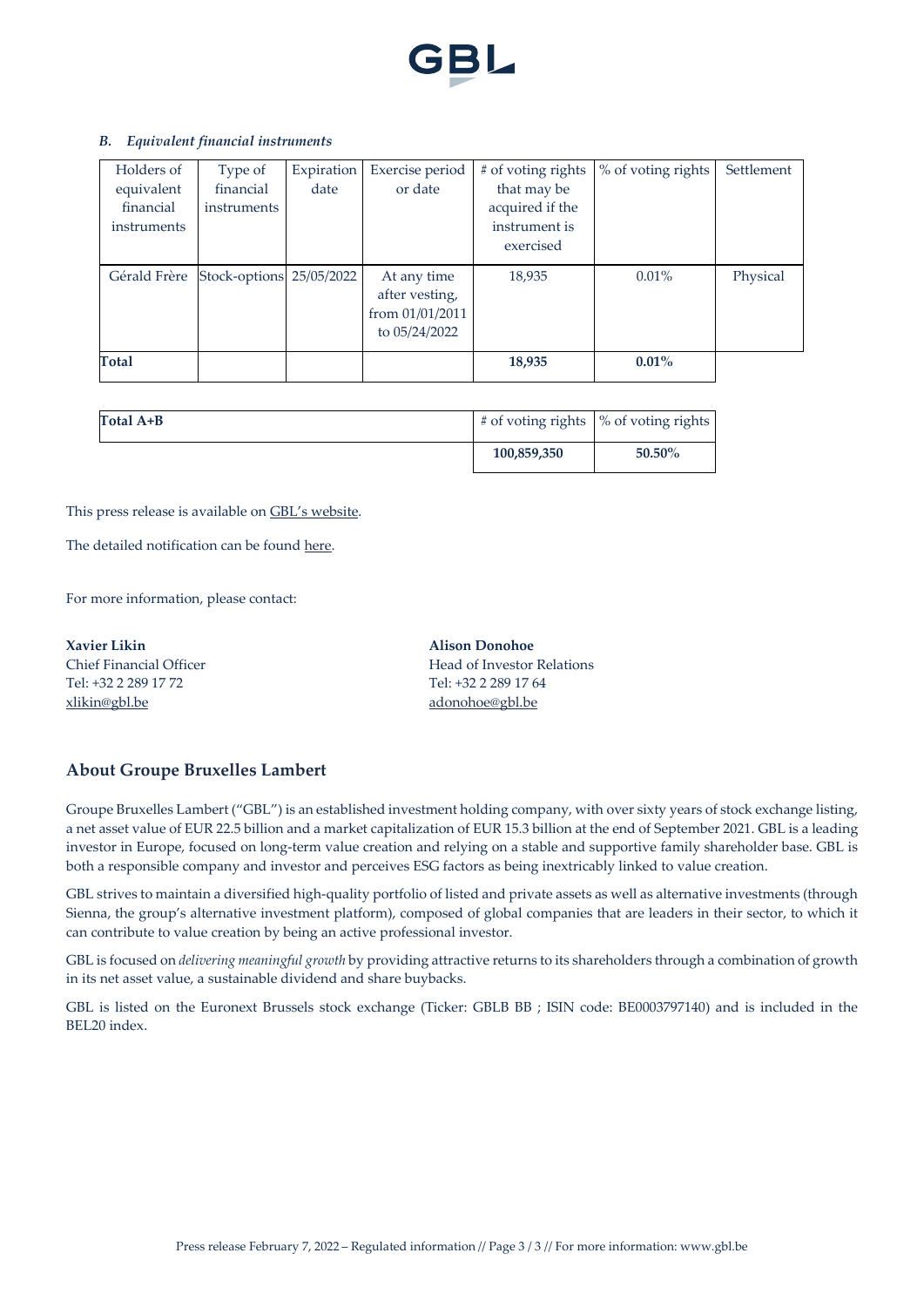### *B. Equivalent financial instruments*

| Holders of equivalent financial instruments | Type of financial instruments | Expiration date | Exercise period or date | # of voting rights that may be acquired if the instrument is exercised | % of voting rights | Settlement |
|---|---|---|---|---|---|---|
| Gérald Frère | Stock-options | 25/05/2022 | At any time after vesting, from 01/01/2011 to 05/24/2022 | 18,935 | 0.01% | Physical |
| **Total** | | | | **18,935** | **0.01%** | |

| Total A+B | # of voting rights | % of voting rights |
|---|---|---|
| | **100,859,350** | **50.50%** |

This press release is available on GBL's website.

The detailed notification can be found here.

For more information, please contact:

**Xavier Likin**
Chief Financial Officer
Tel: +32 2 289 17 72
xlikin@gbl.be

**Alison Donohoe**
Head of Investor Relations
Tel: +32 2 289 17 64
adonohoe@gbl.be

## About Groupe Bruxelles Lambert

Groupe Bruxelles Lambert ("GBL") is an established investment holding company, with over sixty years of stock exchange listing, a net asset value of EUR 22.5 billion and a market capitalization of EUR 15.3 billion at the end of September 2021. GBL is a leading investor in Europe, focused on long-term value creation and relying on a stable and supportive family shareholder base. GBL is both a responsible company and investor and perceives ESG factors as being inextricably linked to value creation.

GBL strives to maintain a diversified high-quality portfolio of listed and private assets as well as alternative investments (through Sienna, the group's alternative investment platform), composed of global companies that are leaders in their sector, to which it can contribute to value creation by being an active professional investor.

GBL is focused on *delivering meaningful growth* by providing attractive returns to its shareholders through a combination of growth in its net asset value, a sustainable dividend and share buybacks.

GBL is listed on the Euronext Brussels stock exchange (Ticker: GBLB BB ; ISIN code: BE0003797140) and is included in the BEL20 index.